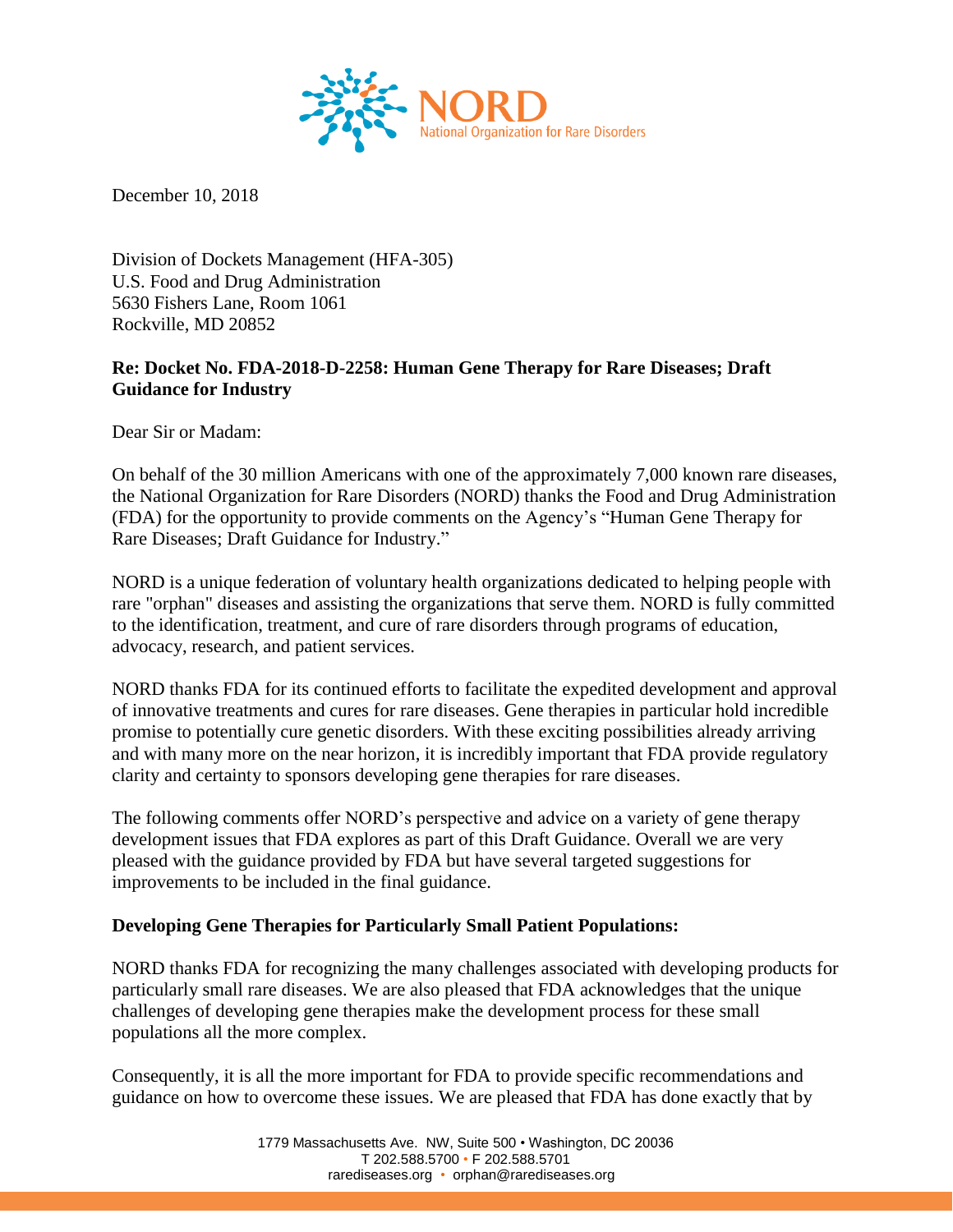NORD
National Organization for Rare Disorders

December 10, 2018

Division of Dockets Management (HFA-305)
U.S. Food and Drug Administration
5630 Fishers Lane, Room 1061
Rockville, MD 20852

**Re: Docket No. FDA-2018-D-2258: Human Gene Therapy for Rare Diseases; Draft Guidance for Industry**

Dear Sir or Madam:

On behalf of the 30 million Americans with one of the approximately 7,000 known rare diseases, the National Organization for Rare Disorders (NORD) thanks the Food and Drug Administration (FDA) for the opportunity to provide comments on the Agency's "Human Gene Therapy for Rare Diseases; Draft Guidance for Industry."

NORD is a unique federation of voluntary health organizations dedicated to helping people with rare "orphan" diseases and assisting the organizations that serve them. NORD is fully committed to the identification, treatment, and cure of rare disorders through programs of education, advocacy, research, and patient services.

NORD thanks FDA for its continued efforts to facilitate the expedited development and approval of innovative treatments and cures for rare diseases. Gene therapies in particular hold incredible promise to potentially cure genetic disorders. With these exciting possibilities already arriving and with many more on the near horizon, it is incredibly important that FDA provide regulatory clarity and certainty to sponsors developing gene therapies for rare diseases.

The following comments offer NORD's perspective and advice on a variety of gene therapy development issues that FDA explores as part of this Draft Guidance. Overall we are very pleased with the guidance provided by FDA but have several targeted suggestions for improvements to be included in the final guidance.

**Developing Gene Therapies for Particularly Small Patient Populations:**

NORD thanks FDA for recognizing the many challenges associated with developing products for particularly small rare diseases. We are also pleased that FDA acknowledges that the unique challenges of developing gene therapies make the development process for these small populations all the more complex.

Consequently, it is all the more important for FDA to provide specific recommendations and guidance on how to overcome these issues. We are pleased that FDA has done exactly that by

1779 Massachusetts Ave. NW, Suite 500 • Washington, DC 20036
T 202.588.5700 • F 202.588.5701
rarediseases.org • orphan@rarediseases.org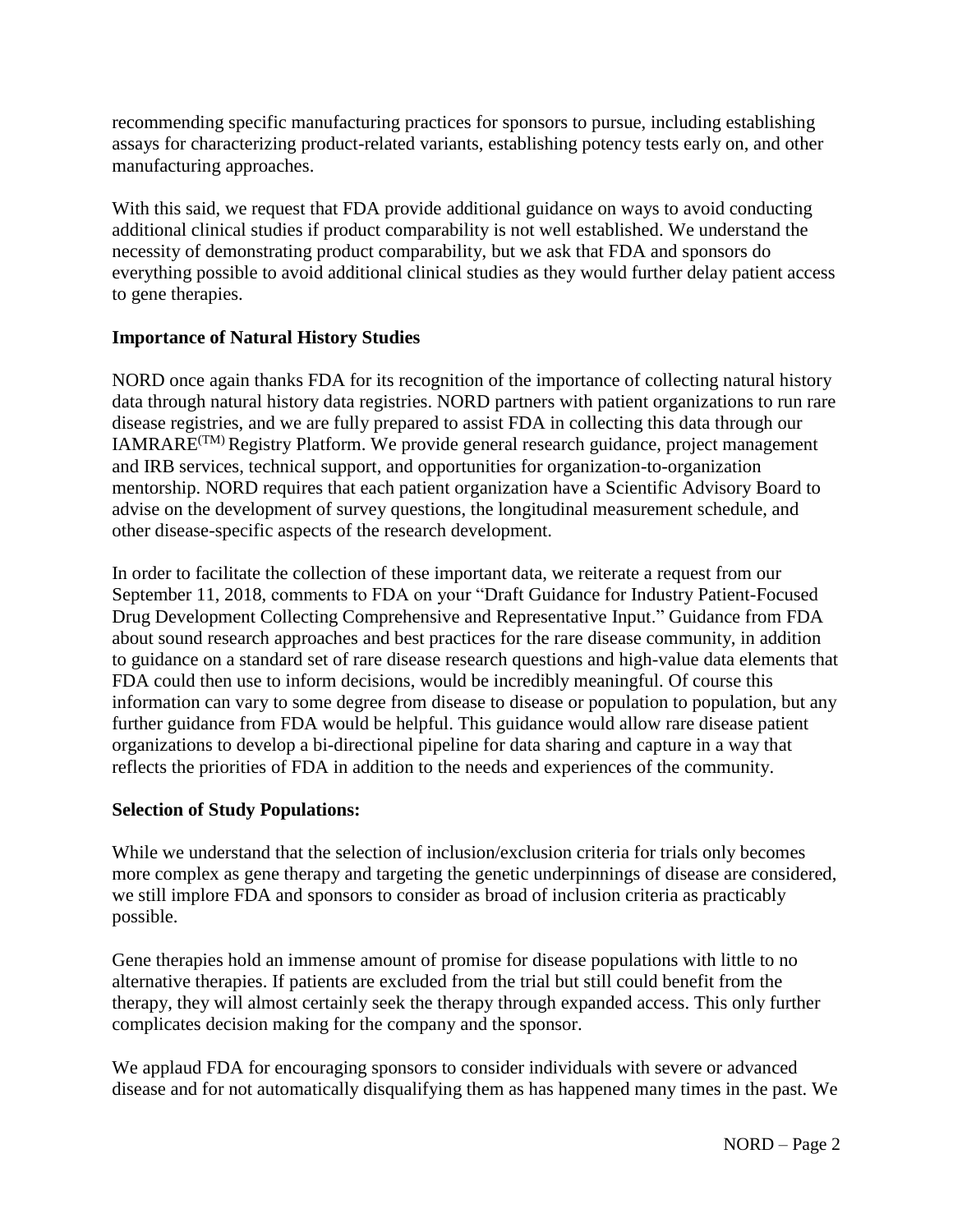recommending specific manufacturing practices for sponsors to pursue, including establishing assays for characterizing product-related variants, establishing potency tests early on, and other manufacturing approaches.

With this said, we request that FDA provide additional guidance on ways to avoid conducting additional clinical studies if product comparability is not well established. We understand the necessity of demonstrating product comparability, but we ask that FDA and sponsors do everything possible to avoid additional clinical studies as they would further delay patient access to gene therapies.

**Importance of Natural History Studies**

NORD once again thanks FDA for its recognition of the importance of collecting natural history data through natural history data registries. NORD partners with patient organizations to run rare disease registries, and we are fully prepared to assist FDA in collecting this data through our IAMRARE(TM) Registry Platform. We provide general research guidance, project management and IRB services, technical support, and opportunities for organization-to-organization mentorship. NORD requires that each patient organization have a Scientific Advisory Board to advise on the development of survey questions, the longitudinal measurement schedule, and other disease-specific aspects of the research development.

In order to facilitate the collection of these important data, we reiterate a request from our September 11, 2018, comments to FDA on your "Draft Guidance for Industry Patient-Focused Drug Development Collecting Comprehensive and Representative Input." Guidance from FDA about sound research approaches and best practices for the rare disease community, in addition to guidance on a standard set of rare disease research questions and high-value data elements that FDA could then use to inform decisions, would be incredibly meaningful. Of course this information can vary to some degree from disease to disease or population to population, but any further guidance from FDA would be helpful. This guidance would allow rare disease patient organizations to develop a bi-directional pipeline for data sharing and capture in a way that reflects the priorities of FDA in addition to the needs and experiences of the community.

**Selection of Study Populations:**

While we understand that the selection of inclusion/exclusion criteria for trials only becomes more complex as gene therapy and targeting the genetic underpinnings of disease are considered, we still implore FDA and sponsors to consider as broad of inclusion criteria as practicably possible.

Gene therapies hold an immense amount of promise for disease populations with little to no alternative therapies. If patients are excluded from the trial but still could benefit from the therapy, they will almost certainly seek the therapy through expanded access. This only further complicates decision making for the company and the sponsor.

We applaud FDA for encouraging sponsors to consider individuals with severe or advanced disease and for not automatically disqualifying them as has happened many times in the past. We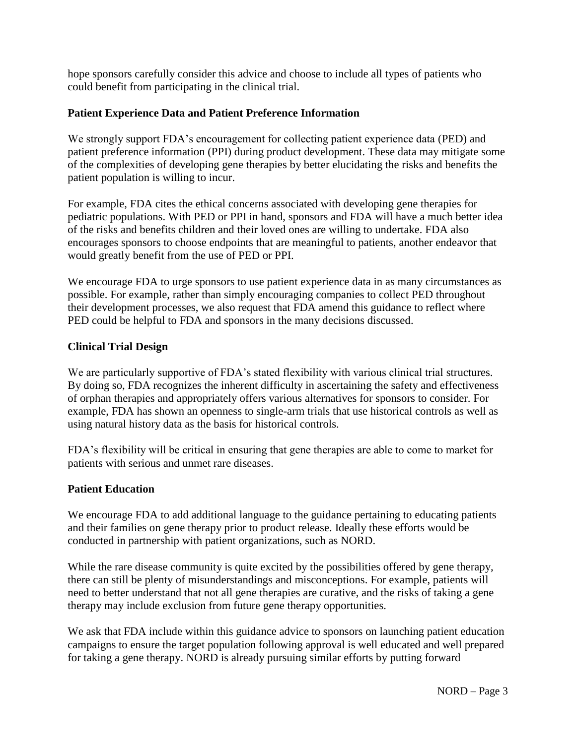hope sponsors carefully consider this advice and choose to include all types of patients who could benefit from participating in the clinical trial.

**Patient Experience Data and Patient Preference Information**

We strongly support FDA's encouragement for collecting patient experience data (PED) and patient preference information (PPI) during product development. These data may mitigate some of the complexities of developing gene therapies by better elucidating the risks and benefits the patient population is willing to incur.

For example, FDA cites the ethical concerns associated with developing gene therapies for pediatric populations. With PED or PPI in hand, sponsors and FDA will have a much better idea of the risks and benefits children and their loved ones are willing to undertake. FDA also encourages sponsors to choose endpoints that are meaningful to patients, another endeavor that would greatly benefit from the use of PED or PPI.

We encourage FDA to urge sponsors to use patient experience data in as many circumstances as possible. For example, rather than simply encouraging companies to collect PED throughout their development processes, we also request that FDA amend this guidance to reflect where PED could be helpful to FDA and sponsors in the many decisions discussed.

**Clinical Trial Design**

We are particularly supportive of FDA's stated flexibility with various clinical trial structures. By doing so, FDA recognizes the inherent difficulty in ascertaining the safety and effectiveness of orphan therapies and appropriately offers various alternatives for sponsors to consider. For example, FDA has shown an openness to single-arm trials that use historical controls as well as using natural history data as the basis for historical controls.

FDA's flexibility will be critical in ensuring that gene therapies are able to come to market for patients with serious and unmet rare diseases.

**Patient Education**

We encourage FDA to add additional language to the guidance pertaining to educating patients and their families on gene therapy prior to product release. Ideally these efforts would be conducted in partnership with patient organizations, such as NORD.

While the rare disease community is quite excited by the possibilities offered by gene therapy, there can still be plenty of misunderstandings and misconceptions. For example, patients will need to better understand that not all gene therapies are curative, and the risks of taking a gene therapy may include exclusion from future gene therapy opportunities.

We ask that FDA include within this guidance advice to sponsors on launching patient education campaigns to ensure the target population following approval is well educated and well prepared for taking a gene therapy. NORD is already pursuing similar efforts by putting forward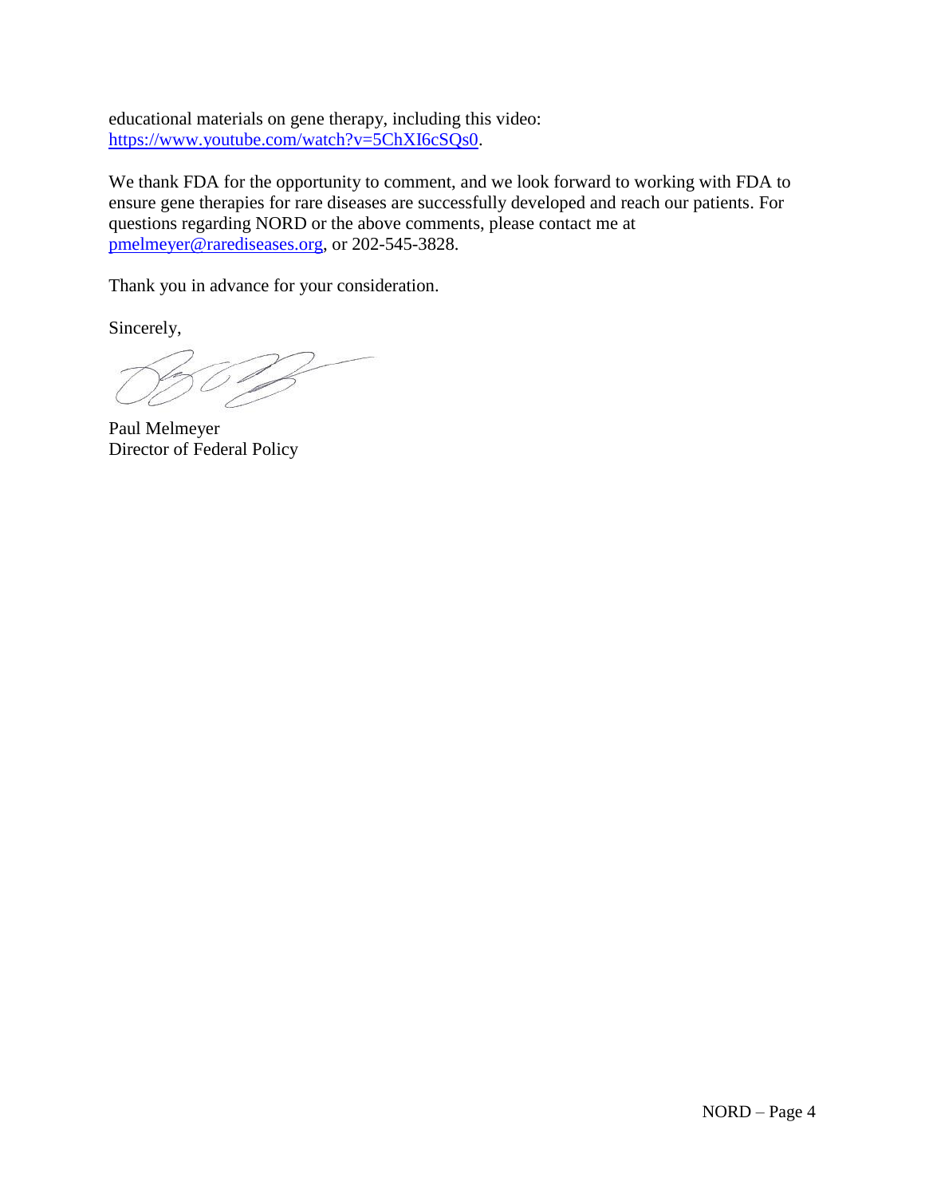educational materials on gene therapy, including this video: [https://www.youtube.com/watch?v=5ChXI6cSQs0](https://www.youtube.com/watch?v=5ChXI6cSQs0).

We thank FDA for the opportunity to comment, and we look forward to working with FDA to ensure gene therapies for rare diseases are successfully developed and reach our patients. For questions regarding NORD or the above comments, please contact me at [pmelmeyer@rarediseases.org](mailto:pmelmeyer@rarediseases.org), or 202-545-3828.

Thank you in advance for your consideration.

Sincerely,

Paul Melmeyer
Director of Federal Policy